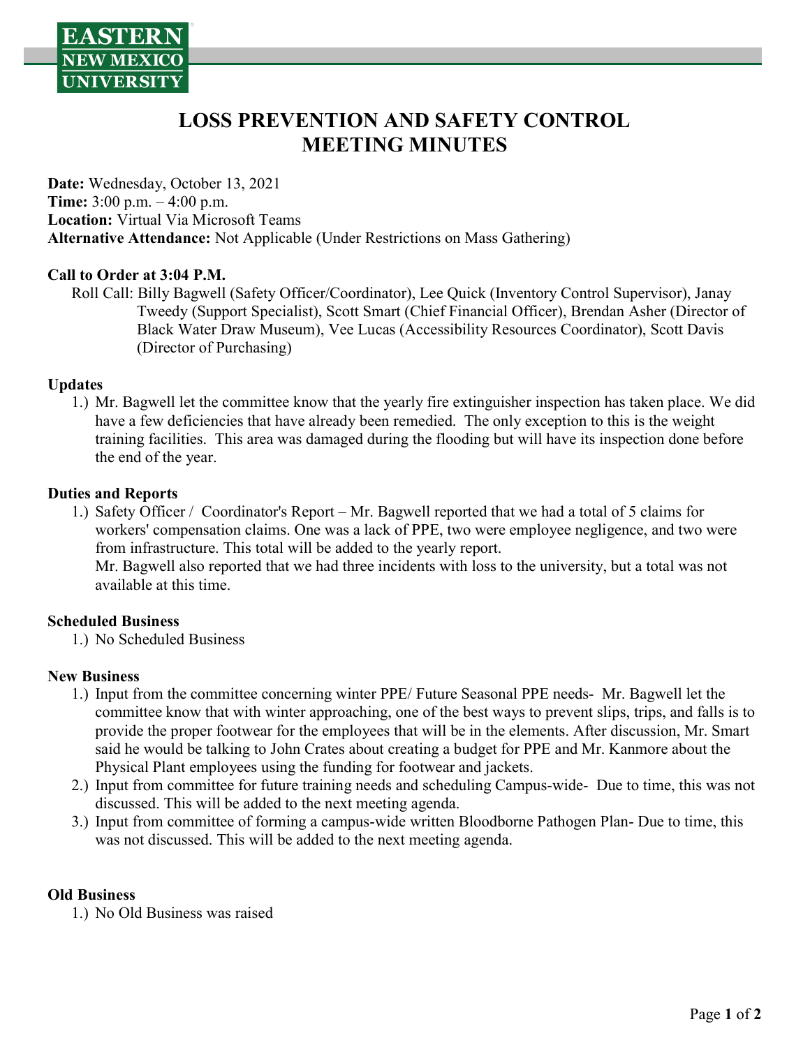# LOSS PREVENTION AND SAFETY CONTROL MEETING MINUTES

**Date:** Wednesday, October 13, 2021
**Time:** 3:00 p.m. – 4:00 p.m.
**Location:** Virtual Via Microsoft Teams
**Alternative Attendance:** Not Applicable (Under Restrictions on Mass Gathering)

**Call to Order at 3:04 P.M.**

Roll Call: Billy Bagwell (Safety Officer/Coordinator), Lee Quick (Inventory Control Supervisor), Janay Tweedy (Support Specialist), Scott Smart (Chief Financial Officer), Brendan Asher (Director of Black Water Draw Museum), Vee Lucas (Accessibility Resources Coordinator), Scott Davis (Director of Purchasing)

**Updates**

1.) Mr. Bagwell let the committee know that the yearly fire extinguisher inspection has taken place. We did have a few deficiencies that have already been remedied. The only exception to this is the weight training facilities. This area was damaged during the flooding but will have its inspection done before the end of the year.

**Duties and Reports**

1.) Safety Officer / Coordinator's Report – Mr. Bagwell reported that we had a total of 5 claims for workers' compensation claims. One was a lack of PPE, two were employee negligence, and two were from infrastructure. This total will be added to the yearly report.
Mr. Bagwell also reported that we had three incidents with loss to the university, but a total was not available at this time.

**Scheduled Business**

1.) No Scheduled Business

**New Business**

1.) Input from the committee concerning winter PPE/ Future Seasonal PPE needs- Mr. Bagwell let the committee know that with winter approaching, one of the best ways to prevent slips, trips, and falls is to provide the proper footwear for the employees that will be in the elements. After discussion, Mr. Smart said he would be talking to John Crates about creating a budget for PPE and Mr. Kanmore about the Physical Plant employees using the funding for footwear and jackets.
2.) Input from committee for future training needs and scheduling Campus-wide- Due to time, this was not discussed. This will be added to the next meeting agenda.
3.) Input from committee of forming a campus-wide written Bloodborne Pathogen Plan- Due to time, this was not discussed. This will be added to the next meeting agenda.

**Old Business**

1.) No Old Business was raised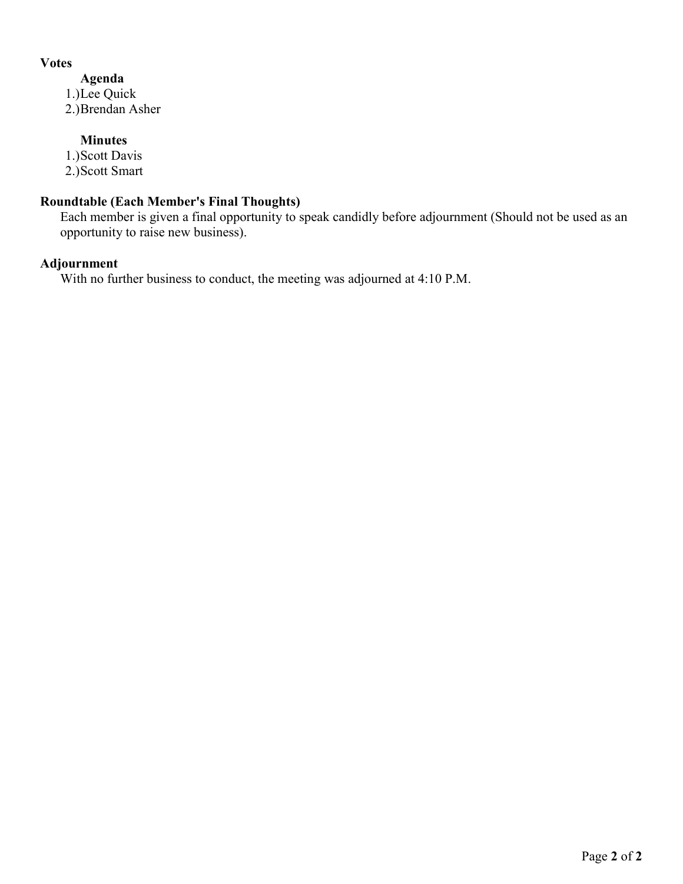**Votes**

**Agenda**

1.)Lee Quick
2.)Brendan Asher

**Minutes**

1.)Scott Davis
2.)Scott Smart

**Roundtable (Each Member's Final Thoughts)**

Each member is given a final opportunity to speak candidly before adjournment (Should not be used as an opportunity to raise new business).

**Adjournment**

With no further business to conduct, the meeting was adjourned at 4:10 P.M.